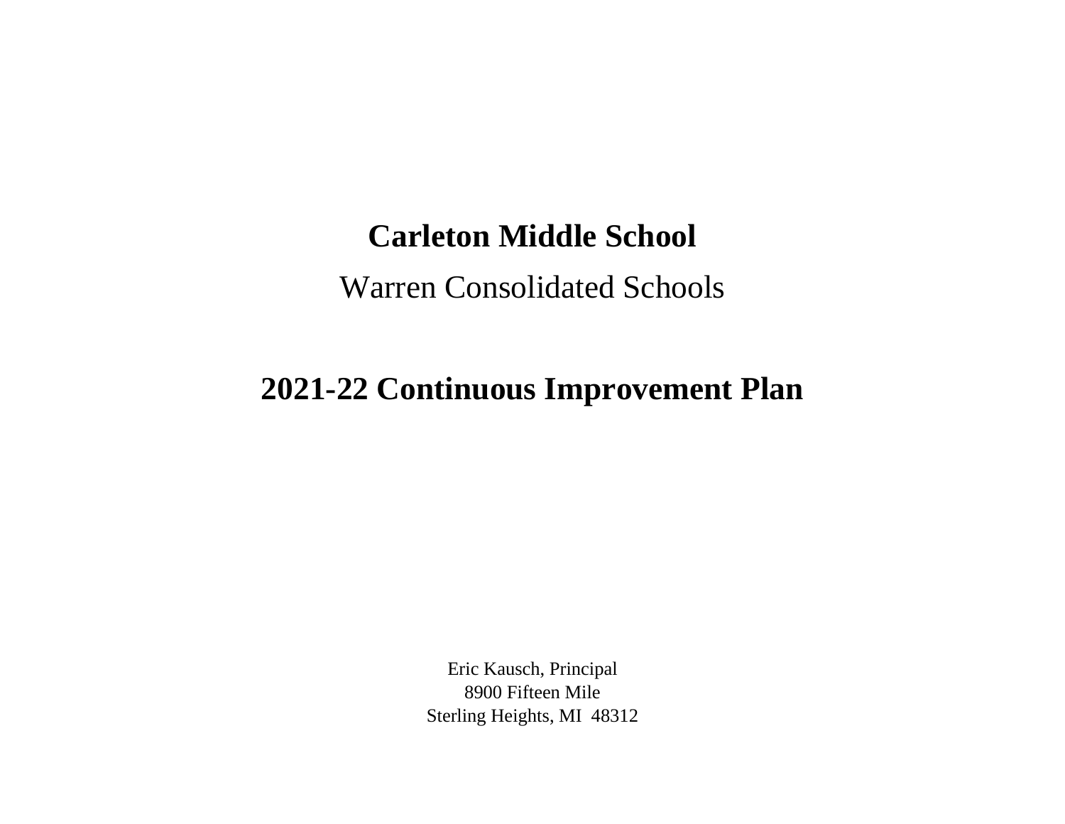# Carleton Middle School

Warren Consolidated Schools

## 2021-22 Continuous Improvement Plan

Eric Kausch, Principal
8900 Fifteen Mile
Sterling Heights, MI 48312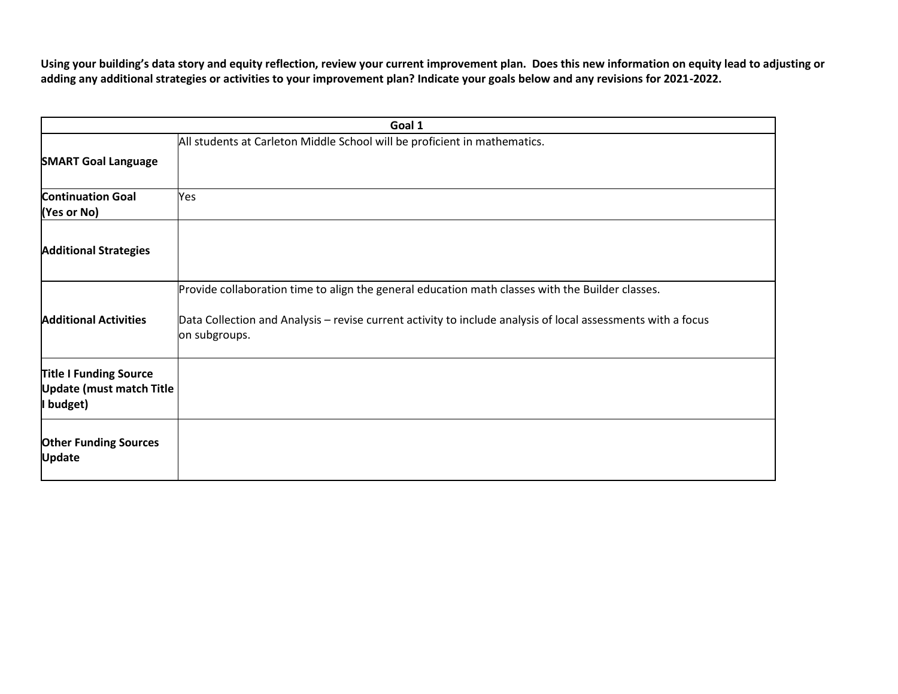**Using your building's data story and equity reflection, review your current improvement plan. Does this new information on equity lead to adjusting or adding any additional strategies or activities to your improvement plan? Indicate your goals below and any revisions for 2021-2022.**

| Goal 1 | |
|---|---|
| **SMART Goal Language** | All students at Carleton Middle School will be proficient in mathematics. |
| **Continuation Goal (Yes or No)** | Yes |
| **Additional Strategies** | |
| **Additional Activities** | Provide collaboration time to align the general education math classes with the Builder classes.<br><br>Data Collection and Analysis – revise current activity to include analysis of local assessments with a focus on subgroups. |
| **Title I Funding Source Update (must match Title I budget)** | |
| **Other Funding Sources Update** | |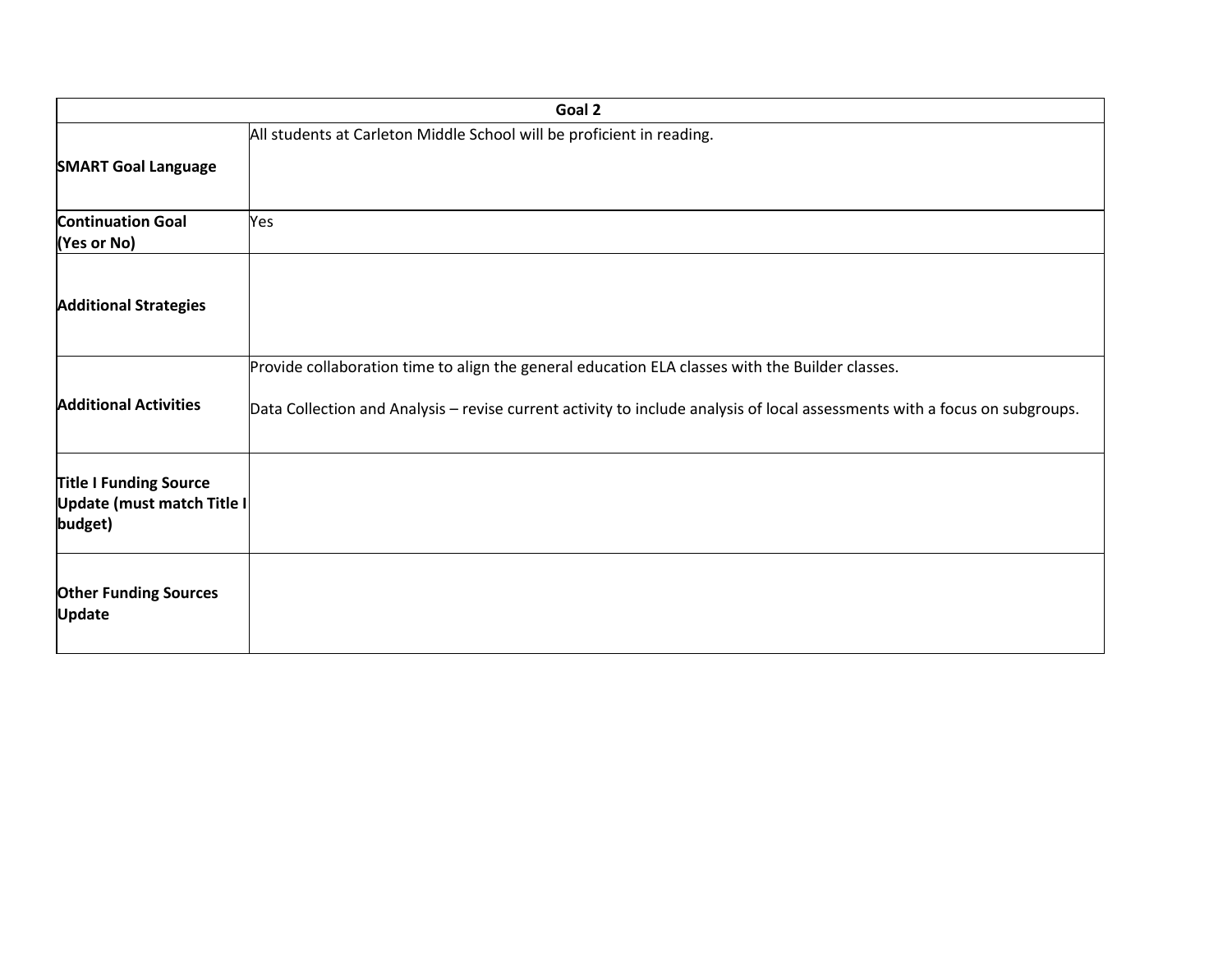| Goal 2 | |
|---|---|
| **SMART Goal Language** | All students at Carleton Middle School will be proficient in reading. |
| **Continuation Goal (Yes or No)** | Yes |
| **Additional Strategies** | |
| **Additional Activities** | Provide collaboration time to align the general education ELA classes with the Builder classes.<br><br>Data Collection and Analysis – revise current activity to include analysis of local assessments with a focus on subgroups. |
| **Title I Funding Source Update (must match Title I budget)** | |
| **Other Funding Sources Update** | |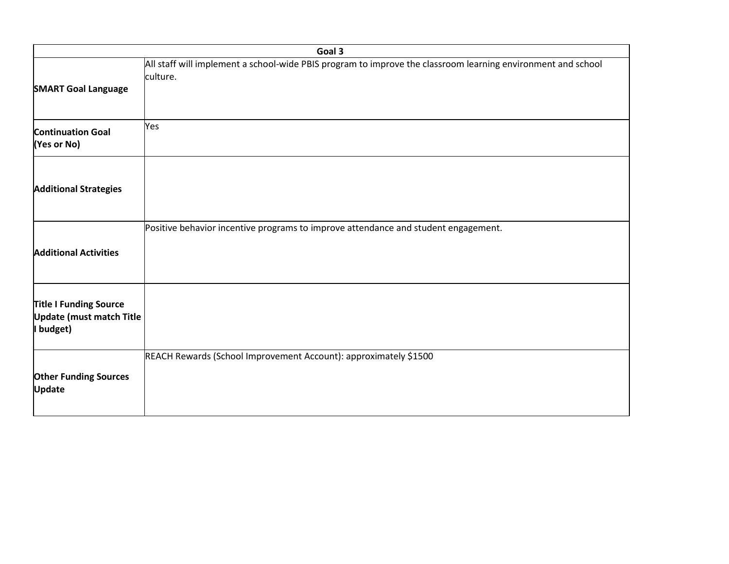| Goal 3 | |
|---|---|
| **SMART Goal Language** | All staff will implement a school-wide PBIS program to improve the classroom learning environment and school culture. |
| **Continuation Goal (Yes or No)** | Yes |
| **Additional Strategies** | |
| **Additional Activities** | Positive behavior incentive programs to improve attendance and student engagement. |
| **Title I Funding Source Update (must match Title I budget)** | |
| **Other Funding Sources Update** | REACH Rewards (School Improvement Account): approximately $1500 |